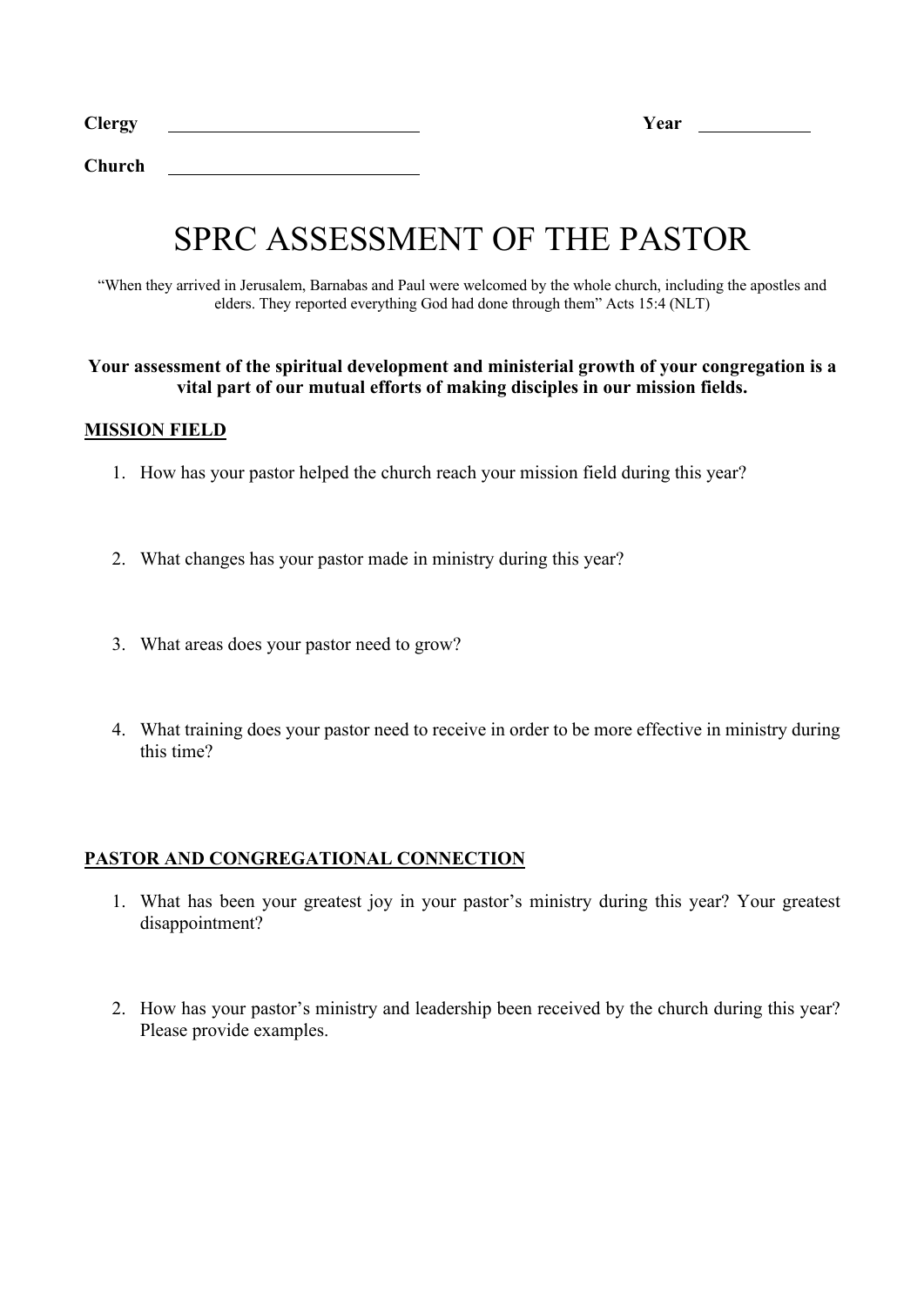**Clergy** ____________________________ **Year** ____________

**Church** ____________________________

# SPRC ASSESSMENT OF THE PASTOR

"When they arrived in Jerusalem, Barnabas and Paul were welcomed by the whole church, including the apostles and elders. They reported everything God had done through them" Acts 15:4 (NLT)

**Your assessment of the spiritual development and ministerial growth of your congregation is a vital part of our mutual efforts of making disciples in our mission fields.**

## MISSION FIELD

1. How has your pastor helped the church reach your mission field during this year?

2. What changes has your pastor made in ministry during this year?

3. What areas does your pastor need to grow?

4. What training does your pastor need to receive in order to be more effective in ministry during this time?

## PASTOR AND CONGREGATIONAL CONNECTION

1. What has been your greatest joy in your pastor's ministry during this year? Your greatest disappointment?

2. How has your pastor's ministry and leadership been received by the church during this year? Please provide examples.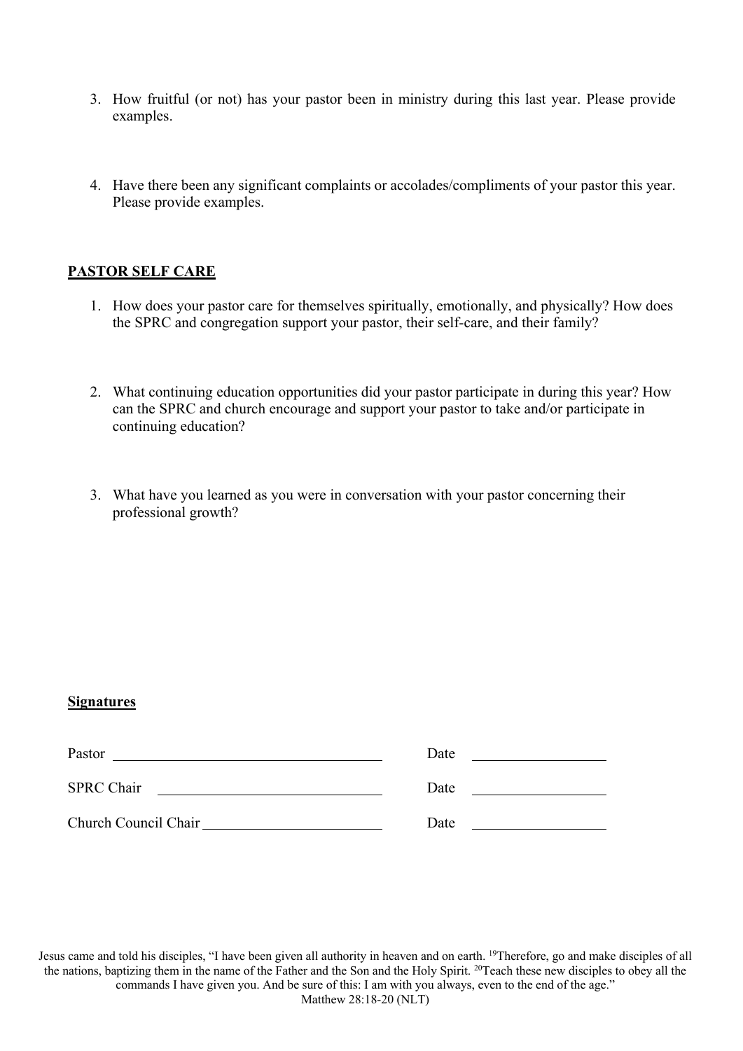3. How fruitful (or not) has your pastor been in ministry during this last year. Please provide examples.

4. Have there been any significant complaints or accolades/compliments of your pastor this year. Please provide examples.

**PASTOR SELF CARE**

1. How does your pastor care for themselves spiritually, emotionally, and physically? How does the SPRC and congregation support your pastor, their self-care, and their family?

2. What continuing education opportunities did your pastor participate in during this year? How can the SPRC and church encourage and support your pastor to take and/or participate in continuing education?

3. What have you learned as you were in conversation with your pastor concerning their professional growth?

**Signatures**

Pastor \_\_\_\_\_\_\_\_\_\_\_\_\_\_\_\_\_\_\_\_\_\_\_\_\_\_\_\_\_\_ Date \_\_\_\_\_\_\_\_\_\_\_\_\_\_\_\_

SPRC Chair \_\_\_\_\_\_\_\_\_\_\_\_\_\_\_\_\_\_\_\_\_\_\_\_\_\_ Date \_\_\_\_\_\_\_\_\_\_\_\_\_\_\_\_

Church Council Chair \_\_\_\_\_\_\_\_\_\_\_\_\_\_\_\_\_\_\_\_ Date \_\_\_\_\_\_\_\_\_\_\_\_\_\_\_\_

Jesus came and told his disciples, "I have been given all authority in heaven and on earth. [19]Therefore, go and make disciples of all the nations, baptizing them in the name of the Father and the Son and the Holy Spirit. [20]Teach these new disciples to obey all the commands I have given you. And be sure of this: I am with you always, even to the end of the age."
Matthew 28:18-20 (NLT)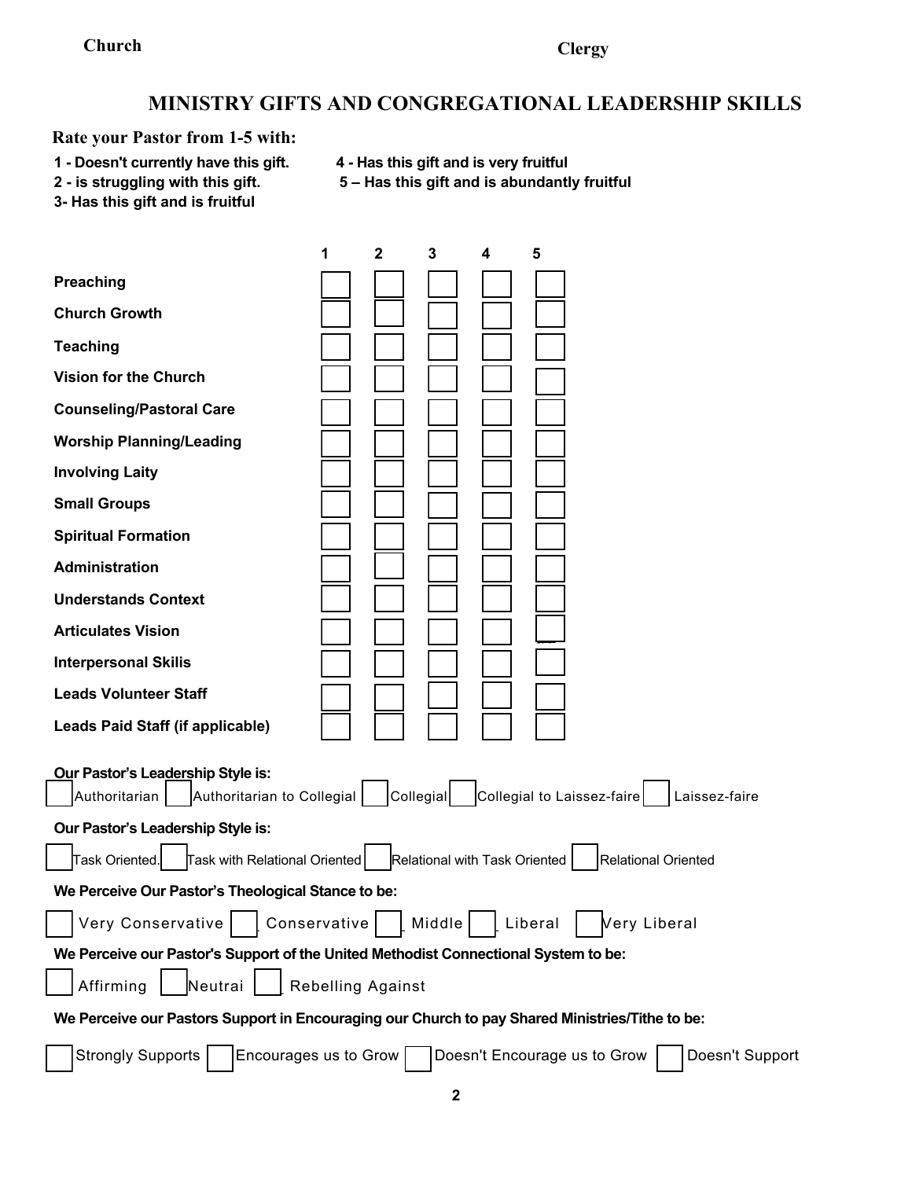**Church** **Clergy**

# MINISTRY GIFTS AND CONGREGATIONAL LEADERSHIP SKILLS

**Rate your Pastor from 1-5 with:**

**1 - Doesn't currently have this gift.**
**2 - is struggling with this gift.**
**3- Has this gift and is fruitful**
**4 - Has this gift and is very fruitful**
**5 – Has this gift and is abundantly fruitful**

| | 1 | 2 | 3 | 4 | 5 |
|---|---|---|---|---|---|
| **Preaching** | ☐ | ☐ | ☐ | ☐ | ☐ |
| **Church Growth** | ☐ | ☐ | ☐ | ☐ | ☐ |
| **Teaching** | ☐ | ☐ | ☐ | ☐ | ☐ |
| **Vision for the Church** | ☐ | ☐ | ☐ | ☐ | ☐ |
| **Counseling/Pastoral Care** | ☐ | ☐ | ☐ | ☐ | ☐ |
| **Worship Planning/Leading** | ☐ | ☐ | ☐ | ☐ | ☐ |
| **Involving Laity** | ☐ | ☐ | ☐ | ☐ | ☐ |
| **Small Groups** | ☐ | ☐ | ☐ | ☐ | ☐ |
| **Spiritual Formation** | ☐ | ☐ | ☐ | ☐ | ☐ |
| **Administration** | ☐ | ☐ | ☐ | ☐ | ☐ |
| **Understands Context** | ☐ | ☐ | ☐ | ☐ | ☐ |
| **Articulates Vision** | ☐ | ☐ | ☐ | ☐ | ☐ |
| **Interpersonal Skilis** | ☐ | ☐ | ☐ | ☐ | ☐ |
| **Leads Volunteer Staff** | ☐ | ☐ | ☐ | ☐ | ☐ |
| **Leads Paid Staff (if applicable)** | ☐ | ☐ | ☐ | ☐ | ☐ |

**Our Pastor's Leadership Style is:**

☐ Authoritarian ☐ Authoritarian to Collegial ☐ Collegial ☐ Collegial to Laissez-faire ☐ Laissez-faire

**Our Pastor's Leadership Style is:**

☐ Task Oriented. ☐ Task with Relational Oriented ☐ Relational with Task Oriented ☐ Relational Oriented

**We Perceive Our Pastor's Theological Stance to be:**

☐ Very Conservative ☐ Conservative ☐ Middle ☐ Liberal ☐ Very Liberal

**We Perceive our Pastor's Support of the United Methodist Connectional System to be:**

☐ Affirming ☐ Neutrai ☐ Rebelling Against

**We Perceive our Pastors Support in Encouraging our Church to pay Shared Ministries/Tithe to be:**

☐ Strongly Supports ☐ Encourages us to Grow ☐ Doesn't Encourage us to Grow ☐ Doesn't Support